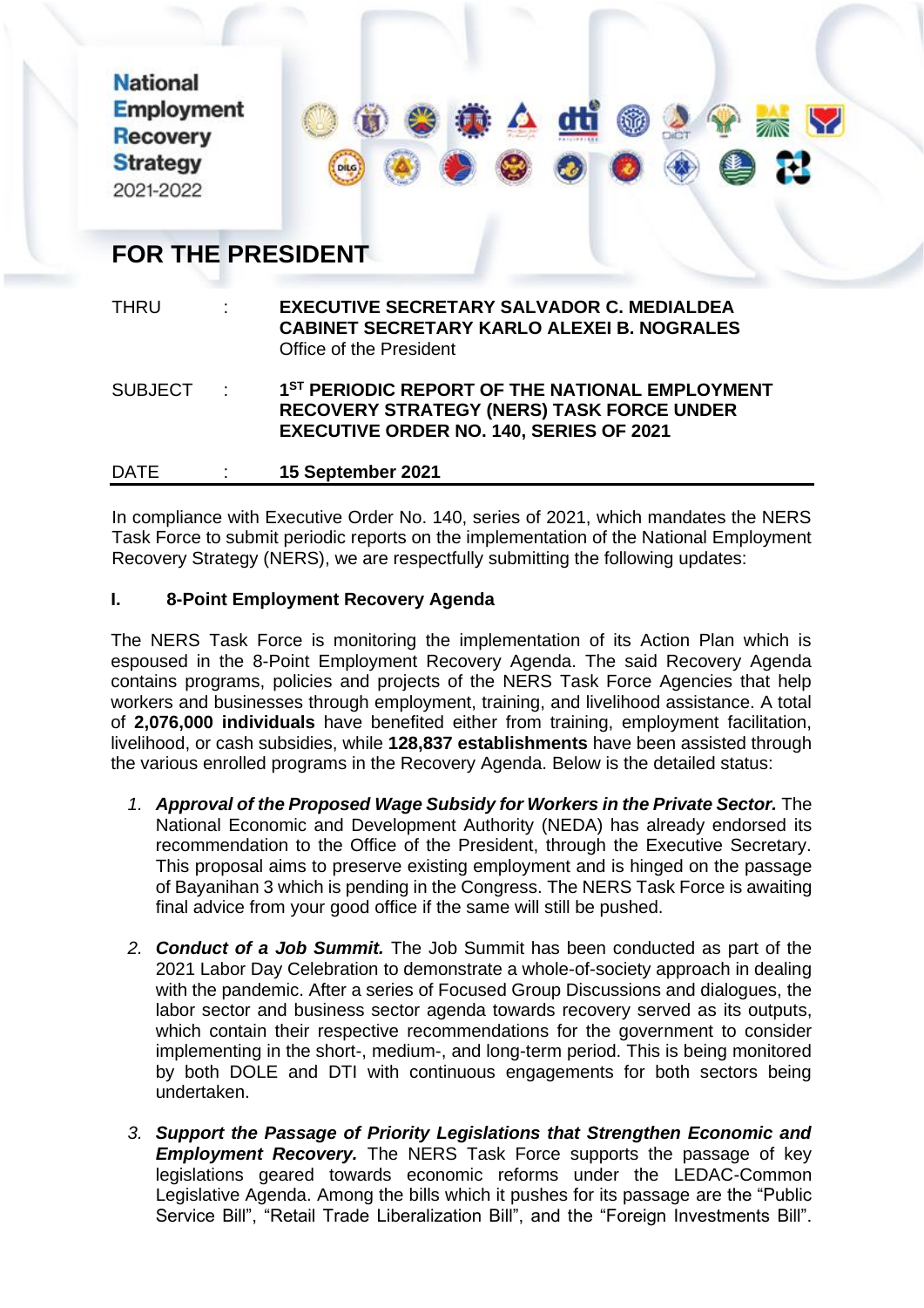National Employment Recovery Strategy 2021-2022

# FOR THE PRESIDENT

THRU : **EXECUTIVE SECRETARY SALVADOR C. MEDIALDEA**
**CABINET SECRETARY KARLO ALEXEI B. NOGRALES**
Office of the President

SUBJECT : **1ST PERIODIC REPORT OF THE NATIONAL EMPLOYMENT RECOVERY STRATEGY (NERS) TASK FORCE UNDER EXECUTIVE ORDER NO. 140, SERIES OF 2021**

DATE : **15 September 2021**

---

In compliance with Executive Order No. 140, series of 2021, which mandates the NERS Task Force to submit periodic reports on the implementation of the National Employment Recovery Strategy (NERS), we are respectfully submitting the following updates:

## I. 8-Point Employment Recovery Agenda

The NERS Task Force is monitoring the implementation of its Action Plan which is espoused in the 8-Point Employment Recovery Agenda. The said Recovery Agenda contains programs, policies and projects of the NERS Task Force Agencies that help workers and businesses through employment, training, and livelihood assistance. A total of **2,076,000 individuals** have benefited either from training, employment facilitation, livelihood, or cash subsidies, while **128,837 establishments** have been assisted through the various enrolled programs in the Recovery Agenda. Below is the detailed status:

1. ***Approval of the Proposed Wage Subsidy for Workers in the Private Sector.*** The National Economic and Development Authority (NEDA) has already endorsed its recommendation to the Office of the President, through the Executive Secretary. This proposal aims to preserve existing employment and is hinged on the passage of Bayanihan 3 which is pending in the Congress. The NERS Task Force is awaiting final advice from your good office if the same will still be pushed.

2. ***Conduct of a Job Summit.*** The Job Summit has been conducted as part of the 2021 Labor Day Celebration to demonstrate a whole-of-society approach in dealing with the pandemic. After a series of Focused Group Discussions and dialogues, the labor sector and business sector agenda towards recovery served as its outputs, which contain their respective recommendations for the government to consider implementing in the short-, medium-, and long-term period. This is being monitored by both DOLE and DTI with continuous engagements for both sectors being undertaken.

3. ***Support the Passage of Priority Legislations that Strengthen Economic and Employment Recovery.*** The NERS Task Force supports the passage of key legislations geared towards economic reforms under the LEDAC-Common Legislative Agenda. Among the bills which it pushes for its passage are the "Public Service Bill", "Retail Trade Liberalization Bill", and the "Foreign Investments Bill".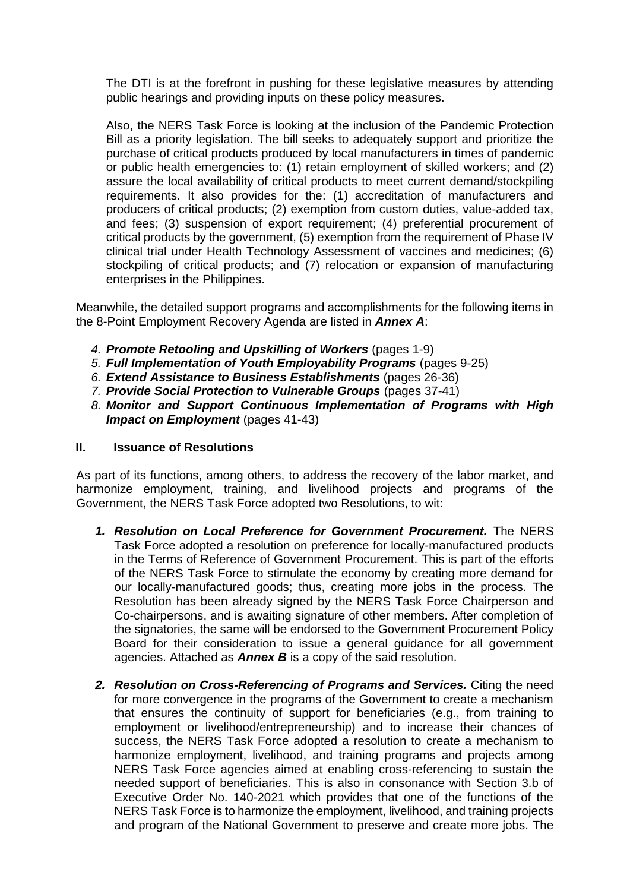The DTI is at the forefront in pushing for these legislative measures by attending public hearings and providing inputs on these policy measures.

Also, the NERS Task Force is looking at the inclusion of the Pandemic Protection Bill as a priority legislation. The bill seeks to adequately support and prioritize the purchase of critical products produced by local manufacturers in times of pandemic or public health emergencies to: (1) retain employment of skilled workers; and (2) assure the local availability of critical products to meet current demand/stockpiling requirements. It also provides for the: (1) accreditation of manufacturers and producers of critical products; (2) exemption from custom duties, value-added tax, and fees; (3) suspension of export requirement; (4) preferential procurement of critical products by the government, (5) exemption from the requirement of Phase IV clinical trial under Health Technology Assessment of vaccines and medicines; (6) stockpiling of critical products; and (7) relocation or expansion of manufacturing enterprises in the Philippines.

Meanwhile, the detailed support programs and accomplishments for the following items in the 8-Point Employment Recovery Agenda are listed in ***Annex A***:

4. ***Promote Retooling and Upskilling of Workers*** (pages 1-9)
5. ***Full Implementation of Youth Employability Programs*** (pages 9-25)
6. ***Extend Assistance to Business Establishments*** (pages 26-36)
7. ***Provide Social Protection to Vulnerable Groups*** (pages 37-41)
8. ***Monitor and Support Continuous Implementation of Programs with High Impact on Employment*** (pages 41-43)

## II. Issuance of Resolutions

As part of its functions, among others, to address the recovery of the labor market, and harmonize employment, training, and livelihood projects and programs of the Government, the NERS Task Force adopted two Resolutions, to wit:

1. ***Resolution on Local Preference for Government Procurement.*** The NERS Task Force adopted a resolution on preference for locally-manufactured products in the Terms of Reference of Government Procurement. This is part of the efforts of the NERS Task Force to stimulate the economy by creating more demand for our locally-manufactured goods; thus, creating more jobs in the process. The Resolution has been already signed by the NERS Task Force Chairperson and Co-chairpersons, and is awaiting signature of other members. After completion of the signatories, the same will be endorsed to the Government Procurement Policy Board for their consideration to issue a general guidance for all government agencies. Attached as ***Annex B*** is a copy of the said resolution.

2. ***Resolution on Cross-Referencing of Programs and Services.*** Citing the need for more convergence in the programs of the Government to create a mechanism that ensures the continuity of support for beneficiaries (e.g., from training to employment or livelihood/entrepreneurship) and to increase their chances of success, the NERS Task Force adopted a resolution to create a mechanism to harmonize employment, livelihood, and training programs and projects among NERS Task Force agencies aimed at enabling cross-referencing to sustain the needed support of beneficiaries. This is also in consonance with Section 3.b of Executive Order No. 140-2021 which provides that one of the functions of the NERS Task Force is to harmonize the employment, livelihood, and training projects and program of the National Government to preserve and create more jobs. The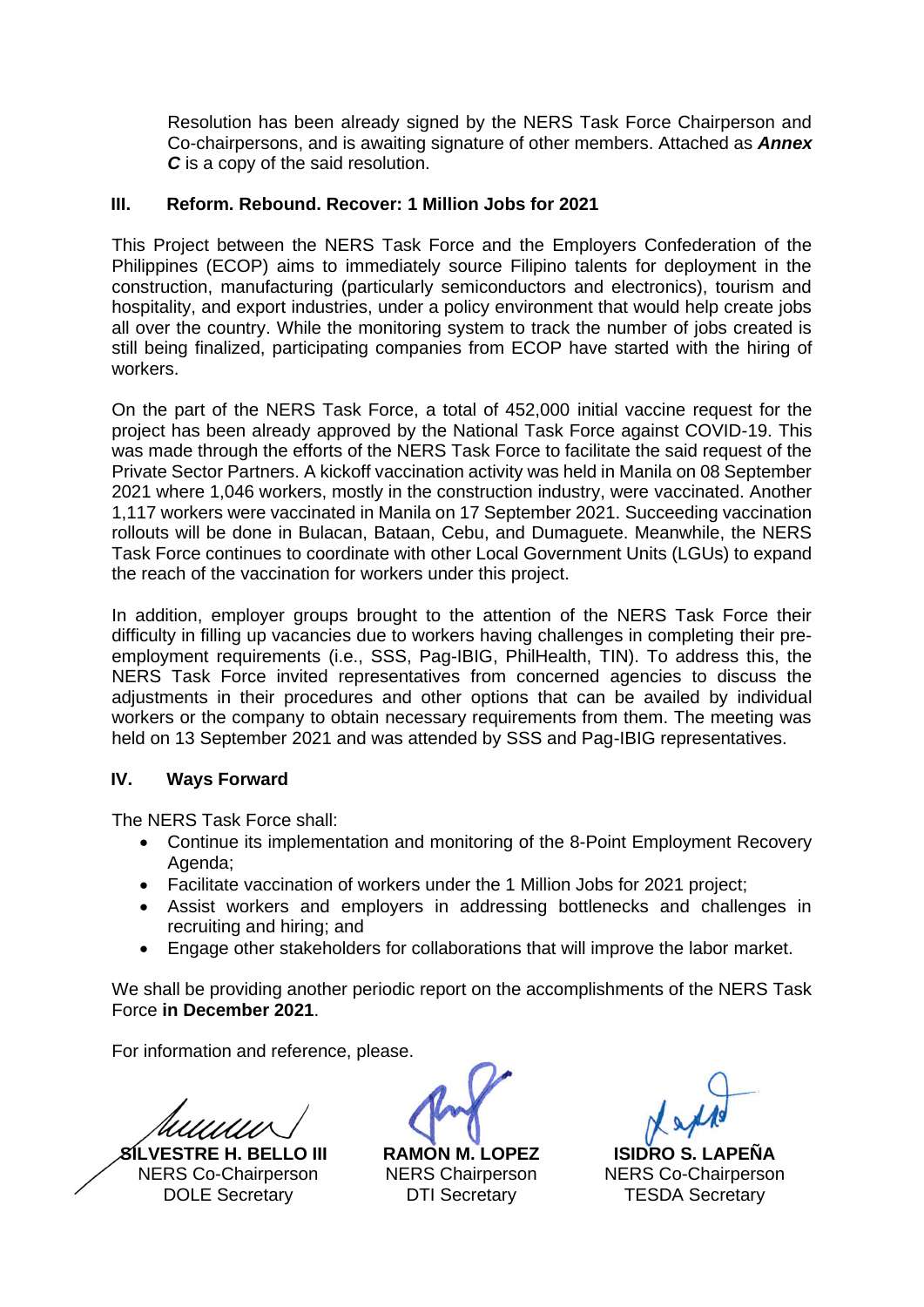Resolution has been already signed by the NERS Task Force Chairperson and Co-chairpersons, and is awaiting signature of other members. Attached as ***Annex C*** is a copy of the said resolution.

## III. Reform. Rebound. Recover: 1 Million Jobs for 2021

This Project between the NERS Task Force and the Employers Confederation of the Philippines (ECOP) aims to immediately source Filipino talents for deployment in the construction, manufacturing (particularly semiconductors and electronics), tourism and hospitality, and export industries, under a policy environment that would help create jobs all over the country. While the monitoring system to track the number of jobs created is still being finalized, participating companies from ECOP have started with the hiring of workers.

On the part of the NERS Task Force, a total of 452,000 initial vaccine request for the project has been already approved by the National Task Force against COVID-19. This was made through the efforts of the NERS Task Force to facilitate the said request of the Private Sector Partners. A kickoff vaccination activity was held in Manila on 08 September 2021 where 1,046 workers, mostly in the construction industry, were vaccinated. Another 1,117 workers were vaccinated in Manila on 17 September 2021. Succeeding vaccination rollouts will be done in Bulacan, Bataan, Cebu, and Dumaguete. Meanwhile, the NERS Task Force continues to coordinate with other Local Government Units (LGUs) to expand the reach of the vaccination for workers under this project.

In addition, employer groups brought to the attention of the NERS Task Force their difficulty in filling up vacancies due to workers having challenges in completing their pre-employment requirements (i.e., SSS, Pag-IBIG, PhilHealth, TIN). To address this, the NERS Task Force invited representatives from concerned agencies to discuss the adjustments in their procedures and other options that can be availed by individual workers or the company to obtain necessary requirements from them. The meeting was held on 13 September 2021 and was attended by SSS and Pag-IBIG representatives.

## IV. Ways Forward

The NERS Task Force shall:

- Continue its implementation and monitoring of the 8-Point Employment Recovery Agenda;
- Facilitate vaccination of workers under the 1 Million Jobs for 2021 project;
- Assist workers and employers in addressing bottlenecks and challenges in recruiting and hiring; and
- Engage other stakeholders for collaborations that will improve the labor market.

We shall be providing another periodic report on the accomplishments of the NERS Task Force **in December 2021**.

For information and reference, please.

**SILVESTRE H. BELLO III**
NERS Co-Chairperson
DOLE Secretary

**RAMON M. LOPEZ**
NERS Chairperson
DTI Secretary

**ISIDRO S. LAPEÑA**
NERS Co-Chairperson
TESDA Secretary